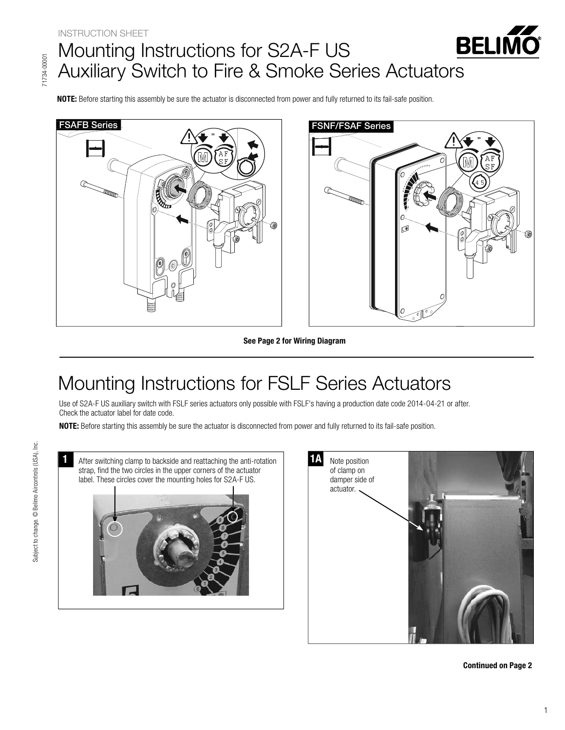INSTRUCTION SHEET

# Mounting Instructions for S2A-F US Auxiliary Switch to Fire & Smoke Series Actuators

**NOTE:** Before starting this assembly be sure the actuator is disconnected from power and fully returned to its fail-safe position.

FSAFB Series

FSNF/FSAF Series

**See Page 2 for Wiring Diagram**

# Mounting Instructions for FSLF Series Actuators

Use of S2A-F US auxiliary switch with FSLF series actuators only possible with FSLF's having a production date code 2014-04-21 or after. Check the actuator label for date code.

**NOTE:** Before starting this assembly be sure the actuator is disconnected from power and fully returned to its fail-safe position.

**1** After switching clamp to backside and reattaching the anti-rotation strap, find the two circles in the upper corners of the actuator label. These circles cover the mounting holes for S2A-F US.

**1A** Note position of clamp on damper side of actuator.

**Continued on Page 2**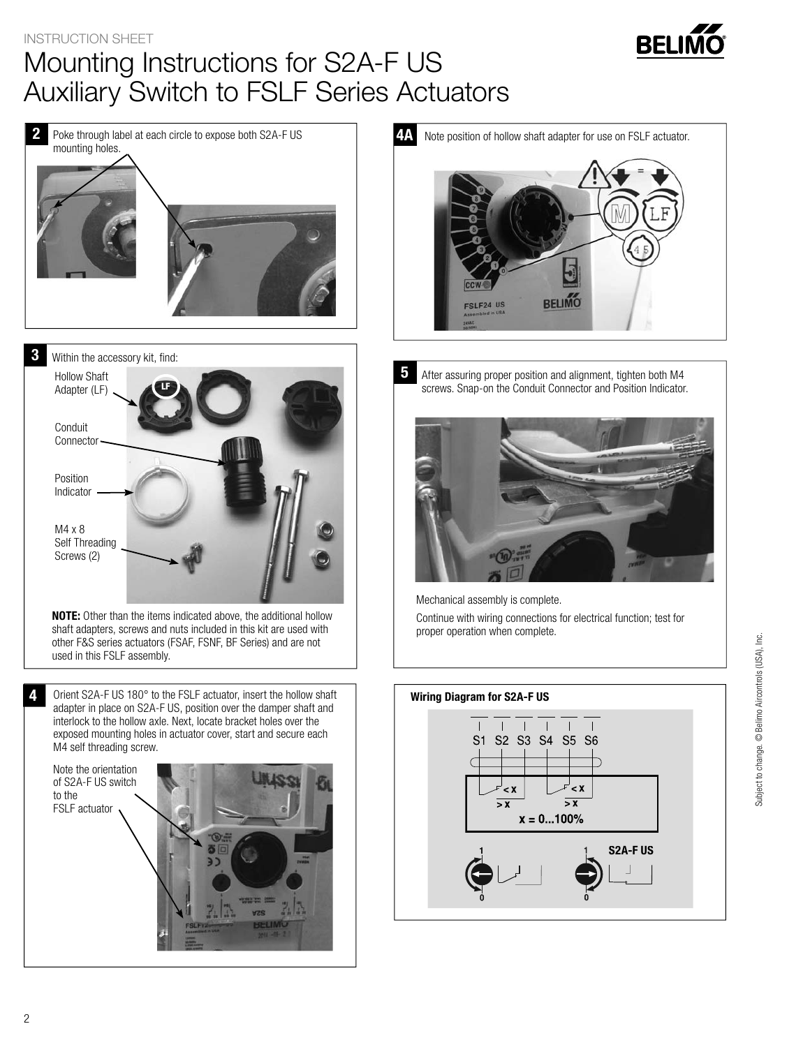INSTRUCTION SHEET

# Mounting Instructions for S2A-F US Auxiliary Switch to FSLF Series Actuators

**2** Poke through label at each circle to expose both S2A-F US mounting holes.

**3** Within the accessory kit, find:

- Hollow Shaft Adapter (LF)
- Conduit Connector
- Position Indicator
- M4 x 8 Self Threading Screws (2)

**NOTE:** Other than the items indicated above, the additional hollow shaft adapters, screws and nuts included in this kit are used with other F&S series actuators (FSAF, FSNF, BF Series) and are not used in this FSLF assembly.

**4** Orient S2A-F US 180° to the FSLF actuator, insert the hollow shaft adapter in place on S2A-F US, position over the damper shaft and interlock to the hollow axle. Next, locate bracket holes over the exposed mounting holes in actuator cover, start and secure each M4 self threading screw.

Note the orientation of S2A-F US switch to the FSLF actuator

**4A** Note position of hollow shaft adapter for use on FSLF actuator.

**5** After assuring proper position and alignment, tighten both M4 screws. Snap-on the Conduit Connector and Position Indicator.

Mechanical assembly is complete.

Continue with wiring connections for electrical function; test for proper operation when complete.

**Wiring Diagram for S2A-F US**

S1 S2 S3 S4 S5 S6

< x
> x
x = 0...100%

1
0
S2A-F US

Subject to change. © Belimo Aircontrols (USA), Inc.